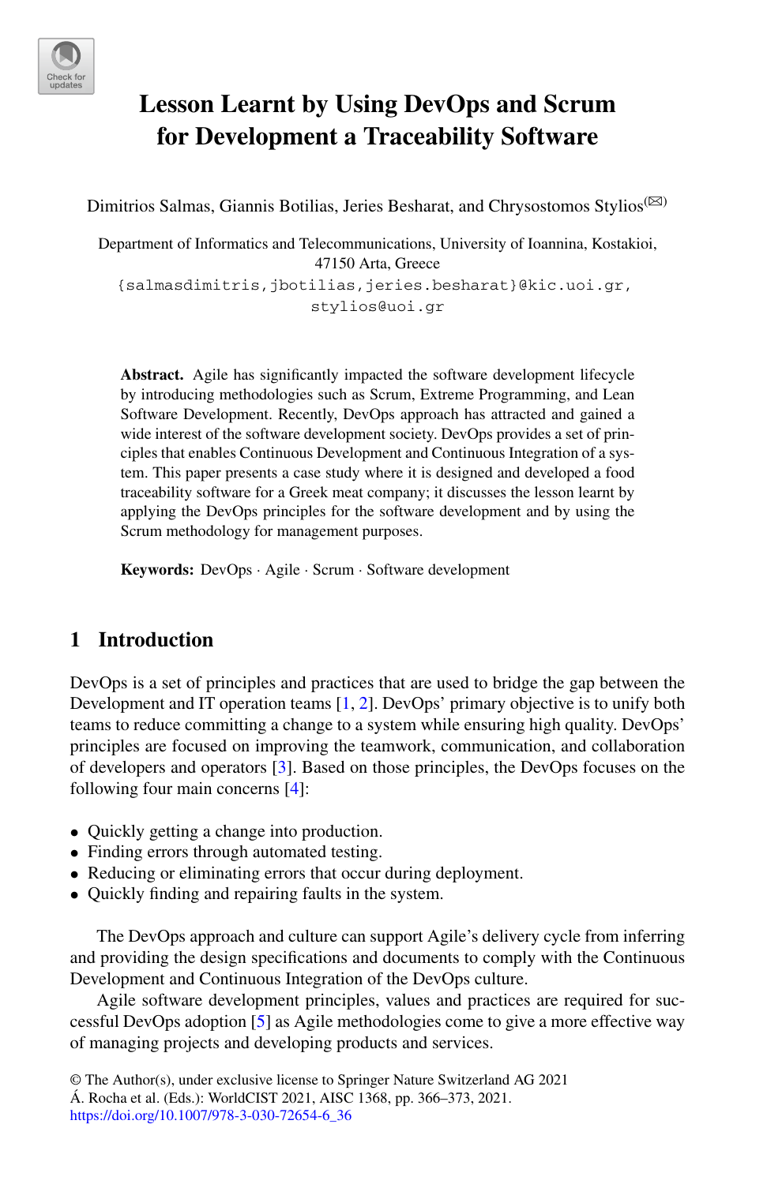# Lesson Learnt by Using DevOps and Scrum for Development a Traceability Software

Dimitrios Salmas, Giannis Botilias, Jeries Besharat, and Chrysostomos Stylios(✉)

Department of Informatics and Telecommunications, University of Ioannina, Kostakioi, 47150 Arta, Greece
{salmasdimitris,jbotilias,jeries.besharat}@kic.uoi.gr, stylios@uoi.gr

**Abstract.** Agile has significantly impacted the software development lifecycle by introducing methodologies such as Scrum, Extreme Programming, and Lean Software Development. Recently, DevOps approach has attracted and gained a wide interest of the software development society. DevOps provides a set of principles that enables Continuous Development and Continuous Integration of a system. This paper presents a case study where it is designed and developed a food traceability software for a Greek meat company; it discusses the lesson learnt by applying the DevOps principles for the software development and by using the Scrum methodology for management purposes.

**Keywords:** DevOps · Agile · Scrum · Software development

## 1 Introduction

DevOps is a set of principles and practices that are used to bridge the gap between the Development and IT operation teams [1, 2]. DevOps' primary objective is to unify both teams to reduce committing a change to a system while ensuring high quality. DevOps' principles are focused on improving the teamwork, communication, and collaboration of developers and operators [3]. Based on those principles, the DevOps focuses on the following four main concerns [4]:

- Quickly getting a change into production.
- Finding errors through automated testing.
- Reducing or eliminating errors that occur during deployment.
- Quickly finding and repairing faults in the system.

The DevOps approach and culture can support Agile's delivery cycle from inferring and providing the design specifications and documents to comply with the Continuous Development and Continuous Integration of the DevOps culture.

Agile software development principles, values and practices are required for successful DevOps adoption [5] as Agile methodologies come to give a more effective way of managing projects and developing products and services.

© The Author(s), under exclusive license to Springer Nature Switzerland AG 2021
Á. Rocha et al. (Eds.): WorldCIST 2021, AISC 1368, pp. 366–373, 2021.
https://doi.org/10.1007/978-3-030-72654-6_36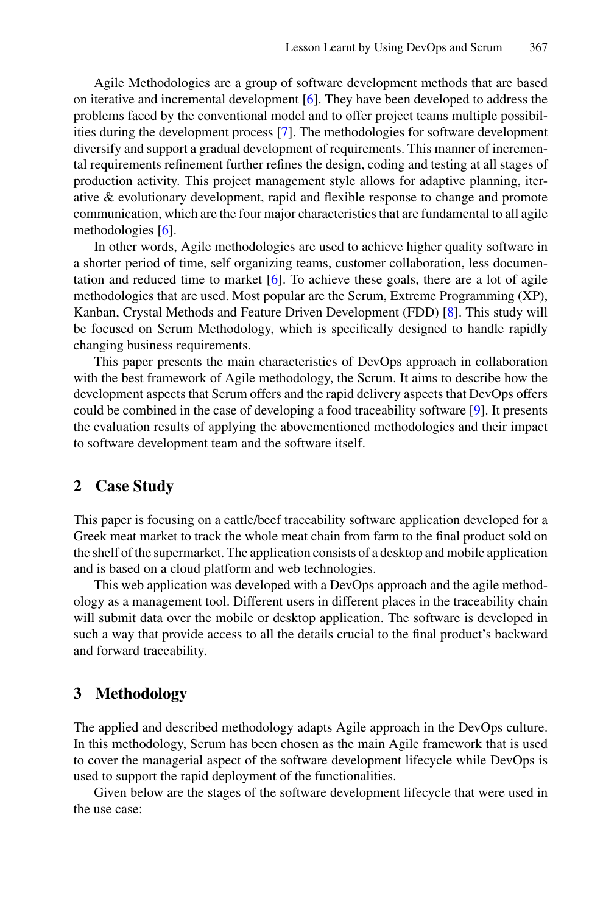Agile Methodologies are a group of software development methods that are based on iterative and incremental development [6]. They have been developed to address the problems faced by the conventional model and to offer project teams multiple possibilities during the development process [7]. The methodologies for software development diversify and support a gradual development of requirements. This manner of incremental requirements refinement further refines the design, coding and testing at all stages of production activity. This project management style allows for adaptive planning, iterative & evolutionary development, rapid and flexible response to change and promote communication, which are the four major characteristics that are fundamental to all agile methodologies [6].

In other words, Agile methodologies are used to achieve higher quality software in a shorter period of time, self organizing teams, customer collaboration, less documentation and reduced time to market [6]. To achieve these goals, there are a lot of agile methodologies that are used. Most popular are the Scrum, Extreme Programming (XP), Kanban, Crystal Methods and Feature Driven Development (FDD) [8]. This study will be focused on Scrum Methodology, which is specifically designed to handle rapidly changing business requirements.

This paper presents the main characteristics of DevOps approach in collaboration with the best framework of Agile methodology, the Scrum. It aims to describe how the development aspects that Scrum offers and the rapid delivery aspects that DevOps offers could be combined in the case of developing a food traceability software [9]. It presents the evaluation results of applying the abovementioned methodologies and their impact to software development team and the software itself.

## 2 Case Study

This paper is focusing on a cattle/beef traceability software application developed for a Greek meat market to track the whole meat chain from farm to the final product sold on the shelf of the supermarket. The application consists of a desktop and mobile application and is based on a cloud platform and web technologies.

This web application was developed with a DevOps approach and the agile methodology as a management tool. Different users in different places in the traceability chain will submit data over the mobile or desktop application. The software is developed in such a way that provide access to all the details crucial to the final product's backward and forward traceability.

## 3 Methodology

The applied and described methodology adapts Agile approach in the DevOps culture. In this methodology, Scrum has been chosen as the main Agile framework that is used to cover the managerial aspect of the software development lifecycle while DevOps is used to support the rapid deployment of the functionalities.

Given below are the stages of the software development lifecycle that were used in the use case: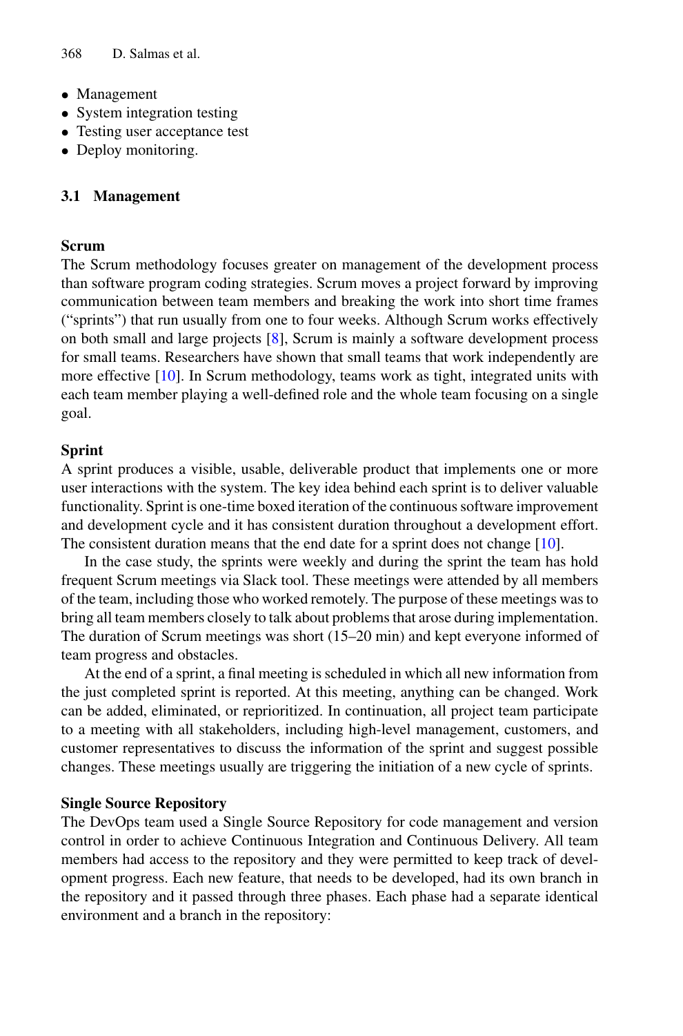- Management
- System integration testing
- Testing user acceptance test
- Deploy monitoring.

### 3.1 Management

**Scrum**

The Scrum methodology focuses greater on management of the development process than software program coding strategies. Scrum moves a project forward by improving communication between team members and breaking the work into short time frames ("sprints") that run usually from one to four weeks. Although Scrum works effectively on both small and large projects [8], Scrum is mainly a software development process for small teams. Researchers have shown that small teams that work independently are more effective [10]. In Scrum methodology, teams work as tight, integrated units with each team member playing a well-defined role and the whole team focusing on a single goal.

**Sprint**

A sprint produces a visible, usable, deliverable product that implements one or more user interactions with the system. The key idea behind each sprint is to deliver valuable functionality. Sprint is one-time boxed iteration of the continuous software improvement and development cycle and it has consistent duration throughout a development effort. The consistent duration means that the end date for a sprint does not change [10].

In the case study, the sprints were weekly and during the sprint the team has hold frequent Scrum meetings via Slack tool. These meetings were attended by all members of the team, including those who worked remotely. The purpose of these meetings was to bring all team members closely to talk about problems that arose during implementation. The duration of Scrum meetings was short (15–20 min) and kept everyone informed of team progress and obstacles.

At the end of a sprint, a final meeting is scheduled in which all new information from the just completed sprint is reported. At this meeting, anything can be changed. Work can be added, eliminated, or reprioritized. In continuation, all project team participate to a meeting with all stakeholders, including high-level management, customers, and customer representatives to discuss the information of the sprint and suggest possible changes. These meetings usually are triggering the initiation of a new cycle of sprints.

**Single Source Repository**

The DevOps team used a Single Source Repository for code management and version control in order to achieve Continuous Integration and Continuous Delivery. All team members had access to the repository and they were permitted to keep track of development progress. Each new feature, that needs to be developed, had its own branch in the repository and it passed through three phases. Each phase had a separate identical environment and a branch in the repository: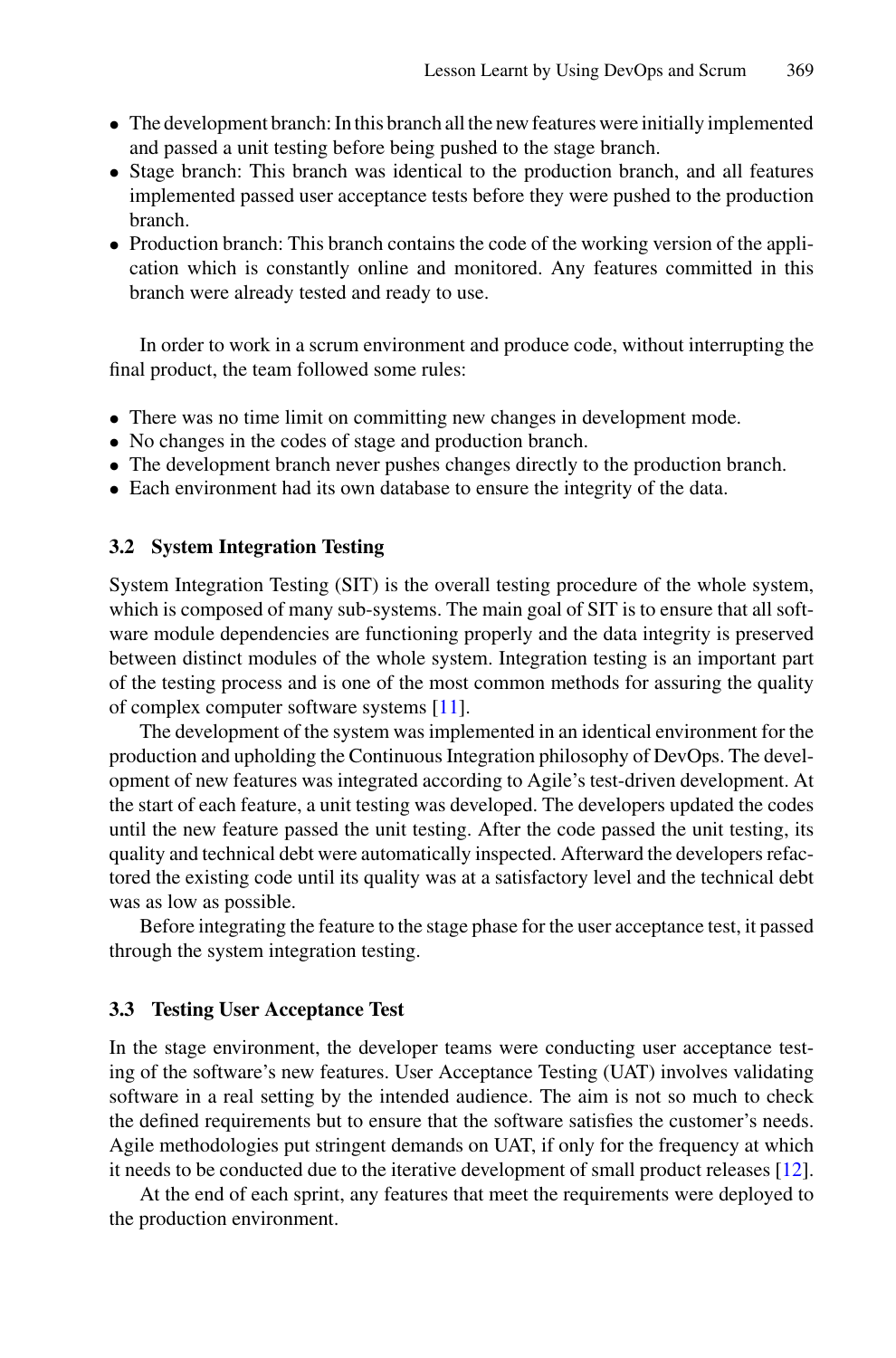- The development branch: In this branch all the new features were initially implemented and passed a unit testing before being pushed to the stage branch.
- Stage branch: This branch was identical to the production branch, and all features implemented passed user acceptance tests before they were pushed to the production branch.
- Production branch: This branch contains the code of the working version of the application which is constantly online and monitored. Any features committed in this branch were already tested and ready to use.

In order to work in a scrum environment and produce code, without interrupting the final product, the team followed some rules:

- There was no time limit on committing new changes in development mode.
- No changes in the codes of stage and production branch.
- The development branch never pushes changes directly to the production branch.
- Each environment had its own database to ensure the integrity of the data.

### 3.2 System Integration Testing

System Integration Testing (SIT) is the overall testing procedure of the whole system, which is composed of many sub-systems. The main goal of SIT is to ensure that all software module dependencies are functioning properly and the data integrity is preserved between distinct modules of the whole system. Integration testing is an important part of the testing process and is one of the most common methods for assuring the quality of complex computer software systems [11].

The development of the system was implemented in an identical environment for the production and upholding the Continuous Integration philosophy of DevOps. The development of new features was integrated according to Agile's test-driven development. At the start of each feature, a unit testing was developed. The developers updated the codes until the new feature passed the unit testing. After the code passed the unit testing, its quality and technical debt were automatically inspected. Afterward the developers refactored the existing code until its quality was at a satisfactory level and the technical debt was as low as possible.

Before integrating the feature to the stage phase for the user acceptance test, it passed through the system integration testing.

### 3.3 Testing User Acceptance Test

In the stage environment, the developer teams were conducting user acceptance testing of the software's new features. User Acceptance Testing (UAT) involves validating software in a real setting by the intended audience. The aim is not so much to check the defined requirements but to ensure that the software satisfies the customer's needs. Agile methodologies put stringent demands on UAT, if only for the frequency at which it needs to be conducted due to the iterative development of small product releases [12].

At the end of each sprint, any features that meet the requirements were deployed to the production environment.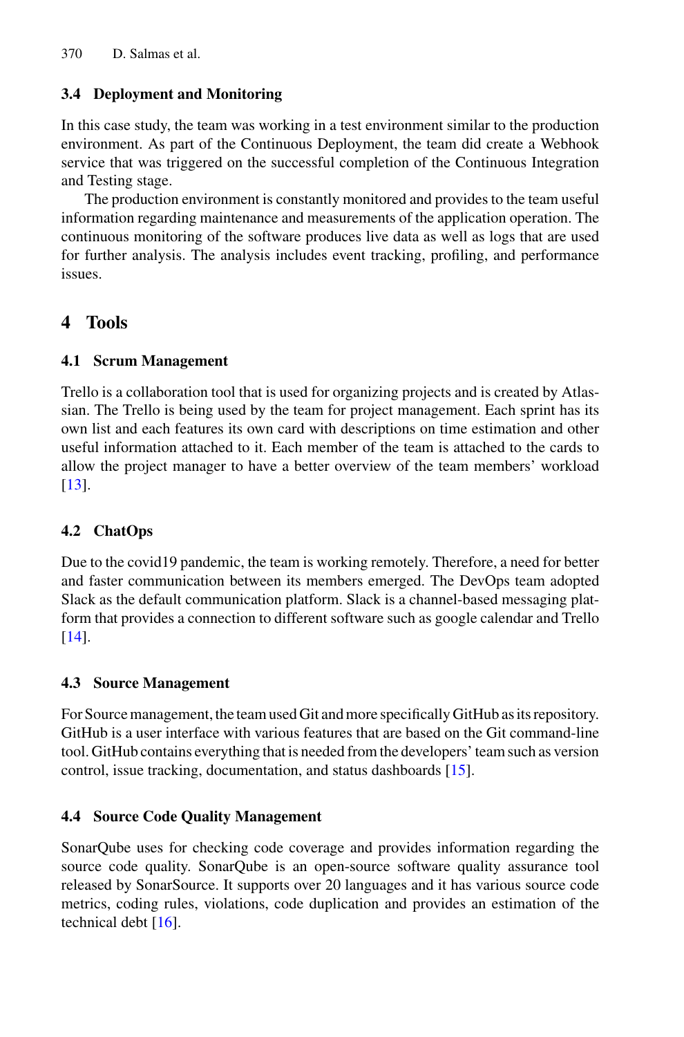### 3.4 Deployment and Monitoring

In this case study, the team was working in a test environment similar to the production environment. As part of the Continuous Deployment, the team did create a Webhook service that was triggered on the successful completion of the Continuous Integration and Testing stage.

The production environment is constantly monitored and provides to the team useful information regarding maintenance and measurements of the application operation. The continuous monitoring of the software produces live data as well as logs that are used for further analysis. The analysis includes event tracking, profiling, and performance issues.

## 4 Tools

### 4.1 Scrum Management

Trello is a collaboration tool that is used for organizing projects and is created by Atlassian. The Trello is being used by the team for project management. Each sprint has its own list and each features its own card with descriptions on time estimation and other useful information attached to it. Each member of the team is attached to the cards to allow the project manager to have a better overview of the team members' workload [13].

### 4.2 ChatOps

Due to the covid19 pandemic, the team is working remotely. Therefore, a need for better and faster communication between its members emerged. The DevOps team adopted Slack as the default communication platform. Slack is a channel-based messaging platform that provides a connection to different software such as google calendar and Trello [14].

### 4.3 Source Management

For Source management, the team used Git and more specifically GitHub as its repository. GitHub is a user interface with various features that are based on the Git command-line tool. GitHub contains everything that is needed from the developers' team such as version control, issue tracking, documentation, and status dashboards [15].

### 4.4 Source Code Quality Management

SonarQube uses for checking code coverage and provides information regarding the source code quality. SonarQube is an open-source software quality assurance tool released by SonarSource. It supports over 20 languages and it has various source code metrics, coding rules, violations, code duplication and provides an estimation of the technical debt [16].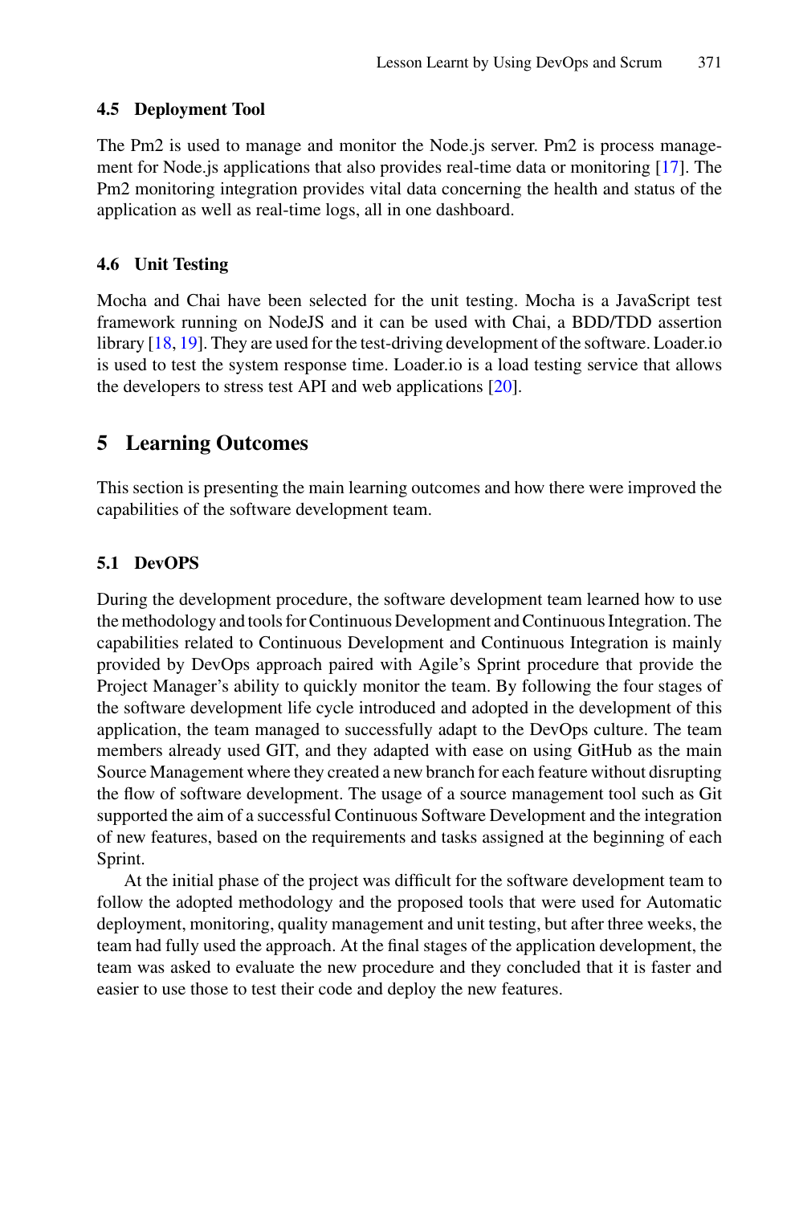### 4.5 Deployment Tool

The Pm2 is used to manage and monitor the Node.js server. Pm2 is process management for Node.js applications that also provides real-time data or monitoring [17]. The Pm2 monitoring integration provides vital data concerning the health and status of the application as well as real-time logs, all in one dashboard.

### 4.6 Unit Testing

Mocha and Chai have been selected for the unit testing. Mocha is a JavaScript test framework running on NodeJS and it can be used with Chai, a BDD/TDD assertion library [18, 19]. They are used for the test-driving development of the software. Loader.io is used to test the system response time. Loader.io is a load testing service that allows the developers to stress test API and web applications [20].

## 5 Learning Outcomes

This section is presenting the main learning outcomes and how there were improved the capabilities of the software development team.

### 5.1 DevOPS

During the development procedure, the software development team learned how to use the methodology and tools for Continuous Development and Continuous Integration. The capabilities related to Continuous Development and Continuous Integration is mainly provided by DevOps approach paired with Agile's Sprint procedure that provide the Project Manager's ability to quickly monitor the team. By following the four stages of the software development life cycle introduced and adopted in the development of this application, the team managed to successfully adapt to the DevOps culture. The team members already used GIT, and they adapted with ease on using GitHub as the main Source Management where they created a new branch for each feature without disrupting the flow of software development. The usage of a source management tool such as Git supported the aim of a successful Continuous Software Development and the integration of new features, based on the requirements and tasks assigned at the beginning of each Sprint.

At the initial phase of the project was difficult for the software development team to follow the adopted methodology and the proposed tools that were used for Automatic deployment, monitoring, quality management and unit testing, but after three weeks, the team had fully used the approach. At the final stages of the application development, the team was asked to evaluate the new procedure and they concluded that it is faster and easier to use those to test their code and deploy the new features.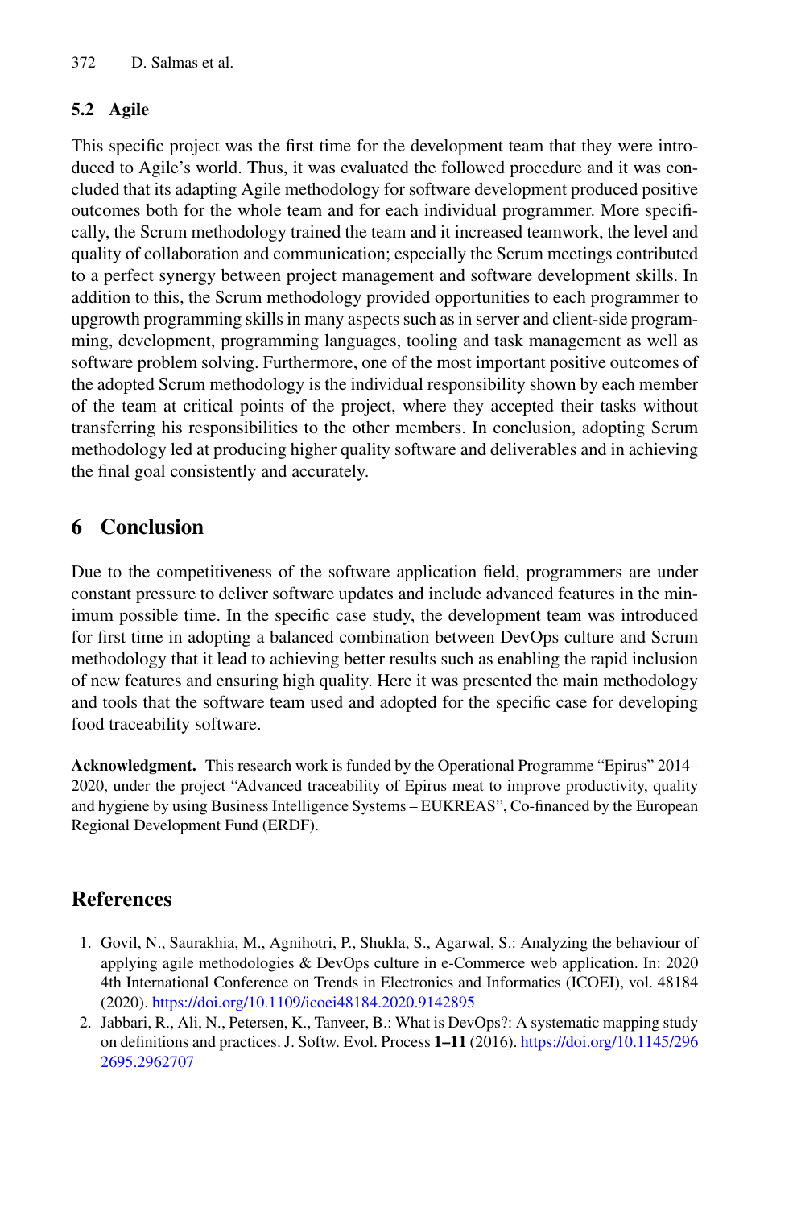### 5.2 Agile

This specific project was the first time for the development team that they were introduced to Agile's world. Thus, it was evaluated the followed procedure and it was concluded that its adapting Agile methodology for software development produced positive outcomes both for the whole team and for each individual programmer. More specifically, the Scrum methodology trained the team and it increased teamwork, the level and quality of collaboration and communication; especially the Scrum meetings contributed to a perfect synergy between project management and software development skills. In addition to this, the Scrum methodology provided opportunities to each programmer to upgrowth programming skills in many aspects such as in server and client-side programming, development, programming languages, tooling and task management as well as software problem solving. Furthermore, one of the most important positive outcomes of the adopted Scrum methodology is the individual responsibility shown by each member of the team at critical points of the project, where they accepted their tasks without transferring his responsibilities to the other members. In conclusion, adopting Scrum methodology led at producing higher quality software and deliverables and in achieving the final goal consistently and accurately.

## 6 Conclusion

Due to the competitiveness of the software application field, programmers are under constant pressure to deliver software updates and include advanced features in the minimum possible time. In the specific case study, the development team was introduced for first time in adopting a balanced combination between DevOps culture and Scrum methodology that it lead to achieving better results such as enabling the rapid inclusion of new features and ensuring high quality. Here it was presented the main methodology and tools that the software team used and adopted for the specific case for developing food traceability software.

**Acknowledgment.** This research work is funded by the Operational Programme "Epirus" 2014–2020, under the project "Advanced traceability of Epirus meat to improve productivity, quality and hygiene by using Business Intelligence Systems – EUKREAS", Co-financed by the European Regional Development Fund (ERDF).

## References

1. Govil, N., Saurakhia, M., Agnihotri, P., Shukla, S., Agarwal, S.: Analyzing the behaviour of applying agile methodologies & DevOps culture in e-Commerce web application. In: 2020 4th International Conference on Trends in Electronics and Informatics (ICOEI), vol. 48184 (2020). https://doi.org/10.1109/icoei48184.2020.9142895
2. Jabbari, R., Ali, N., Petersen, K., Tanveer, B.: What is DevOps?: A systematic mapping study on definitions and practices. J. Softw. Evol. Process **1–11** (2016). https://doi.org/10.1145/2962695.2962707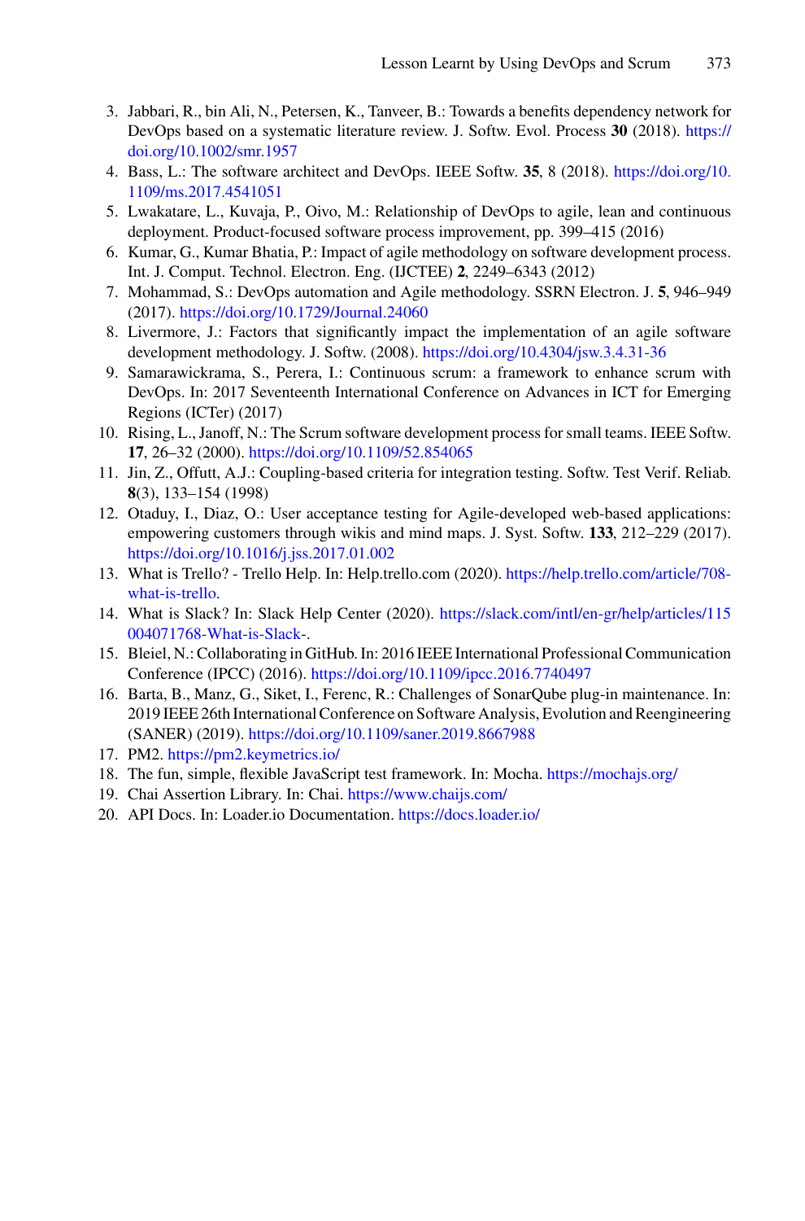3. Jabbari, R., bin Ali, N., Petersen, K., Tanveer, B.: Towards a benefits dependency network for DevOps based on a systematic literature review. J. Softw. Evol. Process **30** (2018). https://doi.org/10.1002/smr.1957
4. Bass, L.: The software architect and DevOps. IEEE Softw. **35**, 8 (2018). https://doi.org/10.1109/ms.2017.4541051
5. Lwakatare, L., Kuvaja, P., Oivo, M.: Relationship of DevOps to agile, lean and continuous deployment. Product-focused software process improvement, pp. 399–415 (2016)
6. Kumar, G., Kumar Bhatia, P.: Impact of agile methodology on software development process. Int. J. Comput. Technol. Electron. Eng. (IJCTEE) **2**, 2249–6343 (2012)
7. Mohammad, S.: DevOps automation and Agile methodology. SSRN Electron. J. **5**, 946–949 (2017). https://doi.org/10.1729/Journal.24060
8. Livermore, J.: Factors that significantly impact the implementation of an agile software development methodology. J. Softw. (2008). https://doi.org/10.4304/jsw.3.4.31-36
9. Samarawickrama, S., Perera, I.: Continuous scrum: a framework to enhance scrum with DevOps. In: 2017 Seventeenth International Conference on Advances in ICT for Emerging Regions (ICTer) (2017)
10. Rising, L., Janoff, N.: The Scrum software development process for small teams. IEEE Softw. **17**, 26–32 (2000). https://doi.org/10.1109/52.854065
11. Jin, Z., Offutt, A.J.: Coupling-based criteria for integration testing. Softw. Test Verif. Reliab. **8**(3), 133–154 (1998)
12. Otaduy, I., Diaz, O.: User acceptance testing for Agile-developed web-based applications: empowering customers through wikis and mind maps. J. Syst. Softw. **133**, 212–229 (2017). https://doi.org/10.1016/j.jss.2017.01.002
13. What is Trello? - Trello Help. In: Help.trello.com (2020). https://help.trello.com/article/708-what-is-trello.
14. What is Slack? In: Slack Help Center (2020). https://slack.com/intl/en-gr/help/articles/115004071768-What-is-Slack-.
15. Bleiel, N.: Collaborating in GitHub. In: 2016 IEEE International Professional Communication Conference (IPCC) (2016). https://doi.org/10.1109/ipcc.2016.7740497
16. Barta, B., Manz, G., Siket, I., Ferenc, R.: Challenges of SonarQube plug-in maintenance. In: 2019 IEEE 26th International Conference on Software Analysis, Evolution and Reengineering (SANER) (2019). https://doi.org/10.1109/saner.2019.8667988
17. PM2. https://pm2.keymetrics.io/
18. The fun, simple, flexible JavaScript test framework. In: Mocha. https://mochajs.org/
19. Chai Assertion Library. In: Chai. https://www.chaijs.com/
20. API Docs. In: Loader.io Documentation. https://docs.loader.io/